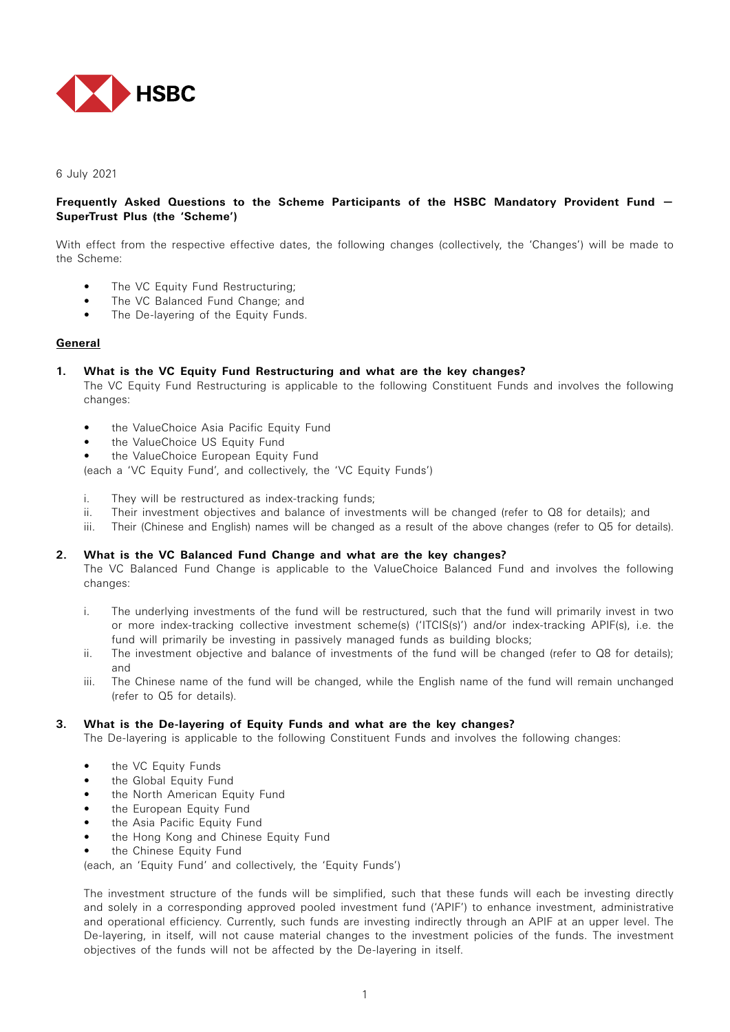HSBC

6 July 2021

**Frequently Asked Questions to the Scheme Participants of the HSBC Mandatory Provident Fund — SuperTrust Plus (the 'Scheme')**

With effect from the respective effective dates, the following changes (collectively, the 'Changes') will be made to the Scheme:

- The VC Equity Fund Restructuring;
- The VC Balanced Fund Change; and
- The De-layering of the Equity Funds.

## General

**1. What is the VC Equity Fund Restructuring and what are the key changes?**

The VC Equity Fund Restructuring is applicable to the following Constituent Funds and involves the following changes:

- the ValueChoice Asia Pacific Equity Fund
- the ValueChoice US Equity Fund
- the ValueChoice European Equity Fund

(each a 'VC Equity Fund', and collectively, the 'VC Equity Funds')

i. They will be restructured as index-tracking funds;
ii. Their investment objectives and balance of investments will be changed (refer to Q8 for details); and
iii. Their (Chinese and English) names will be changed as a result of the above changes (refer to Q5 for details).

**2. What is the VC Balanced Fund Change and what are the key changes?**

The VC Balanced Fund Change is applicable to the ValueChoice Balanced Fund and involves the following changes:

i. The underlying investments of the fund will be restructured, such that the fund will primarily invest in two or more index-tracking collective investment scheme(s) ('ITCIS(s)') and/or index-tracking APIF(s), i.e. the fund will primarily be investing in passively managed funds as building blocks;
ii. The investment objective and balance of investments of the fund will be changed (refer to Q8 for details); and
iii. The Chinese name of the fund will be changed, while the English name of the fund will remain unchanged (refer to Q5 for details).

**3. What is the De-layering of Equity Funds and what are the key changes?**

The De-layering is applicable to the following Constituent Funds and involves the following changes:

- the VC Equity Funds
- the Global Equity Fund
- the North American Equity Fund
- the European Equity Fund
- the Asia Pacific Equity Fund
- the Hong Kong and Chinese Equity Fund
- the Chinese Equity Fund

(each, an 'Equity Fund' and collectively, the 'Equity Funds')

The investment structure of the funds will be simplified, such that these funds will each be investing directly and solely in a corresponding approved pooled investment fund ('APIF') to enhance investment, administrative and operational efficiency. Currently, such funds are investing indirectly through an APIF at an upper level. The De-layering, in itself, will not cause material changes to the investment policies of the funds. The investment objectives of the funds will not be affected by the De-layering in itself.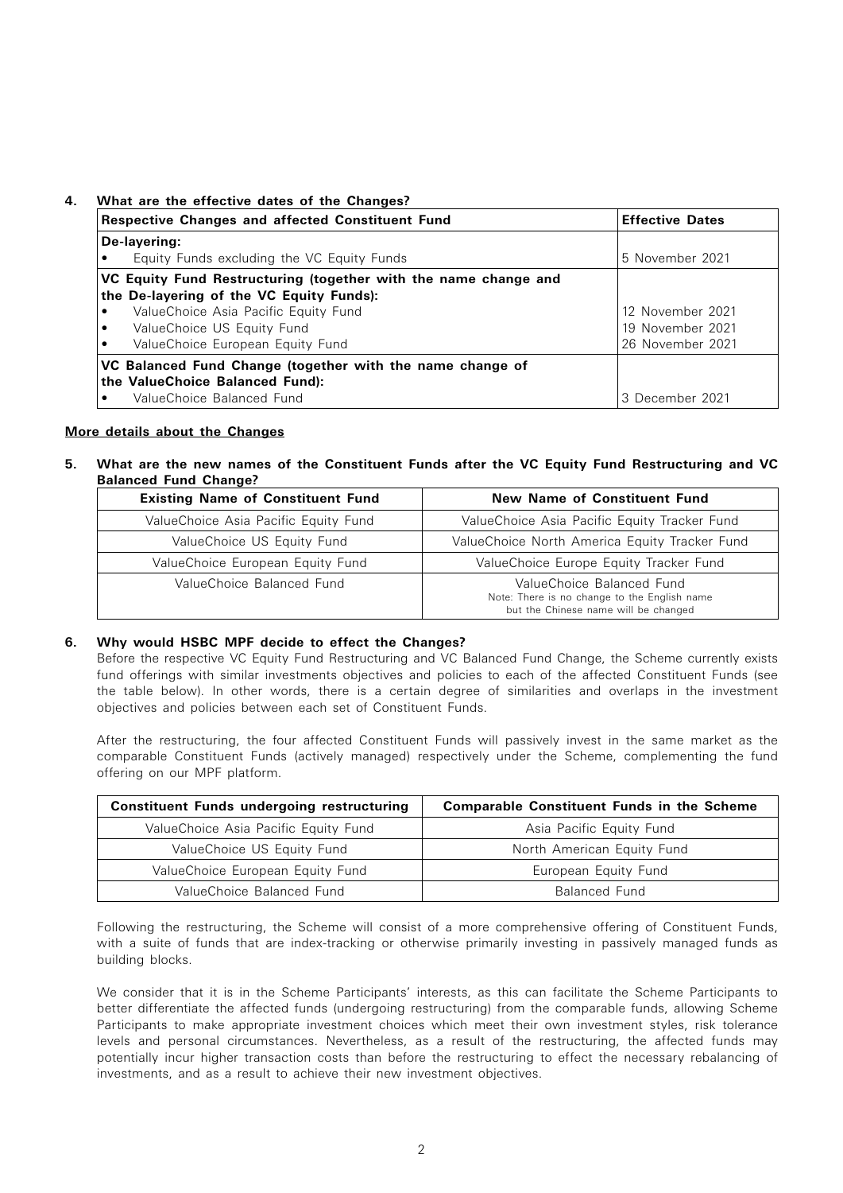**4. What are the effective dates of the Changes?**

| Respective Changes and affected Constituent Fund | Effective Dates |
|---|---|
| **De-layering:** | |
| • Equity Funds excluding the VC Equity Funds | 5 November 2021 |
| **VC Equity Fund Restructuring (together with the name change and the De-layering of the VC Equity Funds):** | |
| • ValueChoice Asia Pacific Equity Fund | 12 November 2021 |
| • ValueChoice US Equity Fund | 19 November 2021 |
| • ValueChoice European Equity Fund | 26 November 2021 |
| **VC Balanced Fund Change (together with the name change of the ValueChoice Balanced Fund):** | |
| • ValueChoice Balanced Fund | 3 December 2021 |

**More details about the Changes**

**5. What are the new names of the Constituent Funds after the VC Equity Fund Restructuring and VC Balanced Fund Change?**

| Existing Name of Constituent Fund | New Name of Constituent Fund |
|---|---|
| ValueChoice Asia Pacific Equity Fund | ValueChoice Asia Pacific Equity Tracker Fund |
| ValueChoice US Equity Fund | ValueChoice North America Equity Tracker Fund |
| ValueChoice European Equity Fund | ValueChoice Europe Equity Tracker Fund |
| ValueChoice Balanced Fund | ValueChoice Balanced Fund<br>Note: There is no change to the English name but the Chinese name will be changed |

**6. Why would HSBC MPF decide to effect the Changes?**

Before the respective VC Equity Fund Restructuring and VC Balanced Fund Change, the Scheme currently exists fund offerings with similar investments objectives and policies to each of the affected Constituent Funds (see the table below). In other words, there is a certain degree of similarities and overlaps in the investment objectives and policies between each set of Constituent Funds.

After the restructuring, the four affected Constituent Funds will passively invest in the same market as the comparable Constituent Funds (actively managed) respectively under the Scheme, complementing the fund offering on our MPF platform.

| Constituent Funds undergoing restructuring | Comparable Constituent Funds in the Scheme |
|---|---|
| ValueChoice Asia Pacific Equity Fund | Asia Pacific Equity Fund |
| ValueChoice US Equity Fund | North American Equity Fund |
| ValueChoice European Equity Fund | European Equity Fund |
| ValueChoice Balanced Fund | Balanced Fund |

Following the restructuring, the Scheme will consist of a more comprehensive offering of Constituent Funds, with a suite of funds that are index-tracking or otherwise primarily investing in passively managed funds as building blocks.

We consider that it is in the Scheme Participants' interests, as this can facilitate the Scheme Participants to better differentiate the affected funds (undergoing restructuring) from the comparable funds, allowing Scheme Participants to make appropriate investment choices which meet their own investment styles, risk tolerance levels and personal circumstances. Nevertheless, as a result of the restructuring, the affected funds may potentially incur higher transaction costs than before the restructuring to effect the necessary rebalancing of investments, and as a result to achieve their new investment objectives.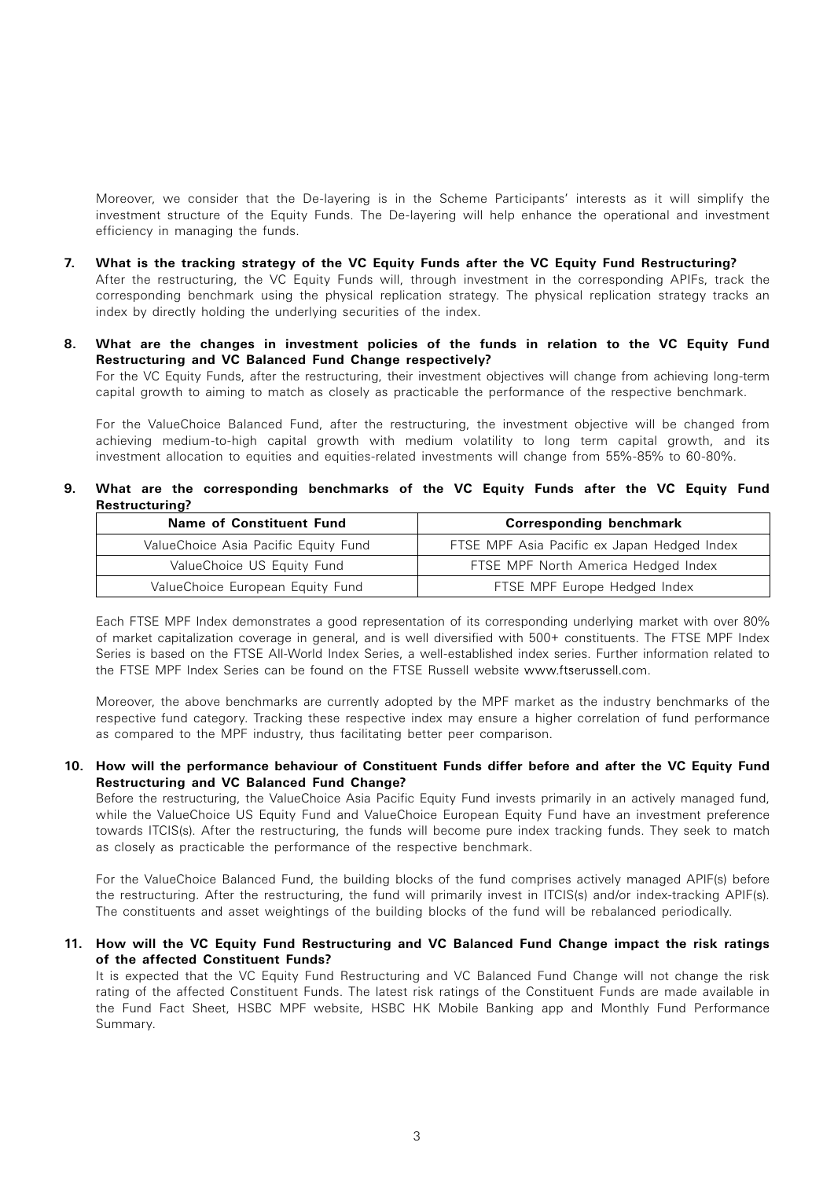Moreover, we consider that the De-layering is in the Scheme Participants' interests as it will simplify the investment structure of the Equity Funds. The De-layering will help enhance the operational and investment efficiency in managing the funds.

**7. What is the tracking strategy of the VC Equity Funds after the VC Equity Fund Restructuring?**

After the restructuring, the VC Equity Funds will, through investment in the corresponding APIFs, track the corresponding benchmark using the physical replication strategy. The physical replication strategy tracks an index by directly holding the underlying securities of the index.

**8. What are the changes in investment policies of the funds in relation to the VC Equity Fund Restructuring and VC Balanced Fund Change respectively?**

For the VC Equity Funds, after the restructuring, their investment objectives will change from achieving long-term capital growth to aiming to match as closely as practicable the performance of the respective benchmark.

For the ValueChoice Balanced Fund, after the restructuring, the investment objective will be changed from achieving medium-to-high capital growth with medium volatility to long term capital growth, and its investment allocation to equities and equities-related investments will change from 55%-85% to 60-80%.

**9. What are the corresponding benchmarks of the VC Equity Funds after the VC Equity Fund Restructuring?**

| Name of Constituent Fund | Corresponding benchmark |
| --- | --- |
| ValueChoice Asia Pacific Equity Fund | FTSE MPF Asia Pacific ex Japan Hedged Index |
| ValueChoice US Equity Fund | FTSE MPF North America Hedged Index |
| ValueChoice European Equity Fund | FTSE MPF Europe Hedged Index |

Each FTSE MPF Index demonstrates a good representation of its corresponding underlying market with over 80% of market capitalization coverage in general, and is well diversified with 500+ constituents. The FTSE MPF Index Series is based on the FTSE All-World Index Series, a well-established index series. Further information related to the FTSE MPF Index Series can be found on the FTSE Russell website www.ftserussell.com.

Moreover, the above benchmarks are currently adopted by the MPF market as the industry benchmarks of the respective fund category. Tracking these respective index may ensure a higher correlation of fund performance as compared to the MPF industry, thus facilitating better peer comparison.

**10. How will the performance behaviour of Constituent Funds differ before and after the VC Equity Fund Restructuring and VC Balanced Fund Change?**

Before the restructuring, the ValueChoice Asia Pacific Equity Fund invests primarily in an actively managed fund, while the ValueChoice US Equity Fund and ValueChoice European Equity Fund have an investment preference towards ITCIS(s). After the restructuring, the funds will become pure index tracking funds. They seek to match as closely as practicable the performance of the respective benchmark.

For the ValueChoice Balanced Fund, the building blocks of the fund comprises actively managed APIF(s) before the restructuring. After the restructuring, the fund will primarily invest in ITCIS(s) and/or index-tracking APIF(s). The constituents and asset weightings of the building blocks of the fund will be rebalanced periodically.

**11. How will the VC Equity Fund Restructuring and VC Balanced Fund Change impact the risk ratings of the affected Constituent Funds?**

It is expected that the VC Equity Fund Restructuring and VC Balanced Fund Change will not change the risk rating of the affected Constituent Funds. The latest risk ratings of the Constituent Funds are made available in the Fund Fact Sheet, HSBC MPF website, HSBC HK Mobile Banking app and Monthly Fund Performance Summary.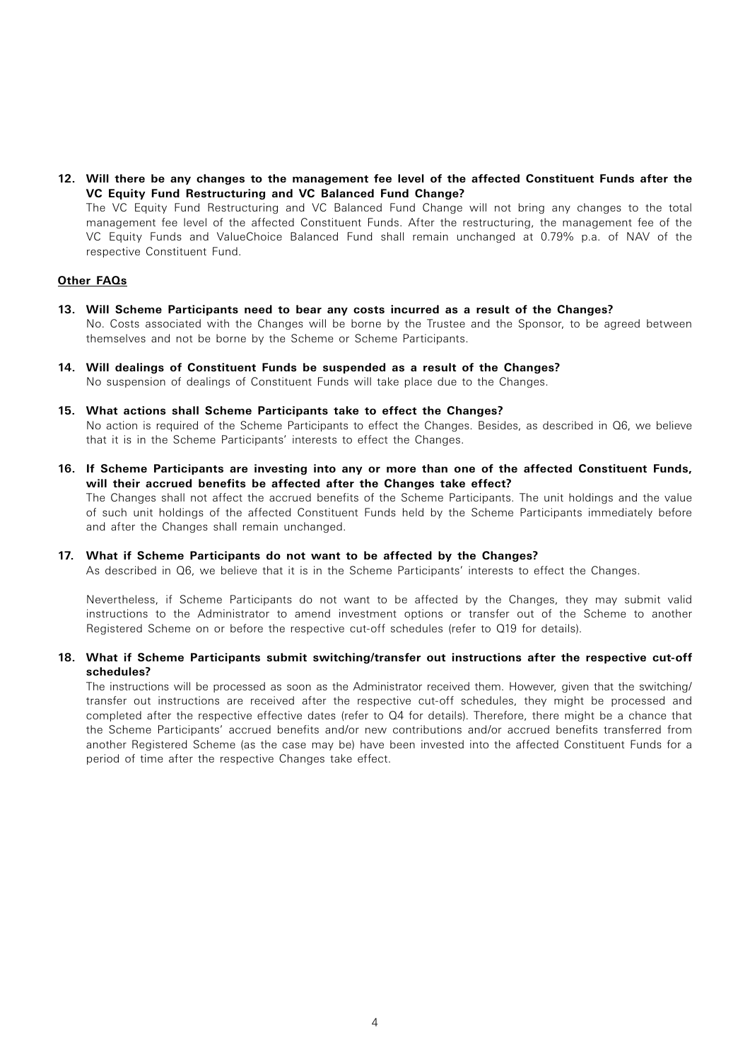**12. Will there be any changes to the management fee level of the affected Constituent Funds after the VC Equity Fund Restructuring and VC Balanced Fund Change?**

The VC Equity Fund Restructuring and VC Balanced Fund Change will not bring any changes to the total management fee level of the affected Constituent Funds. After the restructuring, the management fee of the VC Equity Funds and ValueChoice Balanced Fund shall remain unchanged at 0.79% p.a. of NAV of the respective Constituent Fund.

**Other FAQs**

**13. Will Scheme Participants need to bear any costs incurred as a result of the Changes?**

No. Costs associated with the Changes will be borne by the Trustee and the Sponsor, to be agreed between themselves and not be borne by the Scheme or Scheme Participants.

**14. Will dealings of Constituent Funds be suspended as a result of the Changes?**

No suspension of dealings of Constituent Funds will take place due to the Changes.

**15. What actions shall Scheme Participants take to effect the Changes?**

No action is required of the Scheme Participants to effect the Changes. Besides, as described in Q6, we believe that it is in the Scheme Participants' interests to effect the Changes.

**16. If Scheme Participants are investing into any or more than one of the affected Constituent Funds, will their accrued benefits be affected after the Changes take effect?**

The Changes shall not affect the accrued benefits of the Scheme Participants. The unit holdings and the value of such unit holdings of the affected Constituent Funds held by the Scheme Participants immediately before and after the Changes shall remain unchanged.

**17. What if Scheme Participants do not want to be affected by the Changes?**

As described in Q6, we believe that it is in the Scheme Participants' interests to effect the Changes.

Nevertheless, if Scheme Participants do not want to be affected by the Changes, they may submit valid instructions to the Administrator to amend investment options or transfer out of the Scheme to another Registered Scheme on or before the respective cut-off schedules (refer to Q19 for details).

**18. What if Scheme Participants submit switching/transfer out instructions after the respective cut-off schedules?**

The instructions will be processed as soon as the Administrator received them. However, given that the switching/transfer out instructions are received after the respective cut-off schedules, they might be processed and completed after the respective effective dates (refer to Q4 for details). Therefore, there might be a chance that the Scheme Participants' accrued benefits and/or new contributions and/or accrued benefits transferred from another Registered Scheme (as the case may be) have been invested into the affected Constituent Funds for a period of time after the respective Changes take effect.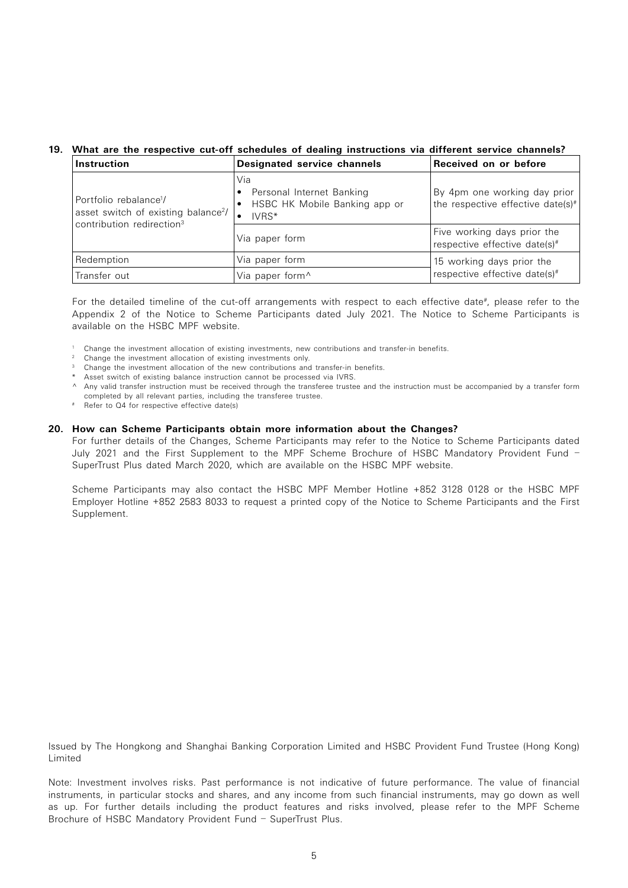## 19. What are the respective cut-off schedules of dealing instructions via different service channels?

| Instruction | Designated service channels | Received on or before |
|---|---|---|
| Portfolio rebalance[1]/ asset switch of existing balance[2]/ contribution redirection[3] | Via<br>• Personal Internet Banking<br>• HSBC HK Mobile Banking app or<br>• IVRS* | By 4pm one working day prior the respective effective date(s)# |
| | Via paper form | Five working days prior the respective effective date(s)# |
| Redemption | Via paper form | 15 working days prior the respective effective date(s)# |
| Transfer out | Via paper form^ | |

For the detailed timeline of the cut-off arrangements with respect to each effective date#, please refer to the Appendix 2 of the Notice to Scheme Participants dated July 2021. The Notice to Scheme Participants is available on the HSBC MPF website.

[1] Change the investment allocation of existing investments, new contributions and transfer-in benefits.
[2] Change the investment allocation of existing investments only.
[3] Change the investment allocation of the new contributions and transfer-in benefits.
* Asset switch of existing balance instruction cannot be processed via IVRS.
^ Any valid transfer instruction must be received through the transferee trustee and the instruction must be accompanied by a transfer form completed by all relevant parties, including the transferee trustee.
# Refer to Q4 for respective effective date(s)

## 20. How can Scheme Participants obtain more information about the Changes?

For further details of the Changes, Scheme Participants may refer to the Notice to Scheme Participants dated July 2021 and the First Supplement to the MPF Scheme Brochure of HSBC Mandatory Provident Fund – SuperTrust Plus dated March 2020, which are available on the HSBC MPF website.

Scheme Participants may also contact the HSBC MPF Member Hotline +852 3128 0128 or the HSBC MPF Employer Hotline +852 2583 8033 to request a printed copy of the Notice to Scheme Participants and the First Supplement.

Issued by The Hongkong and Shanghai Banking Corporation Limited and HSBC Provident Fund Trustee (Hong Kong) Limited

Note: Investment involves risks. Past performance is not indicative of future performance. The value of financial instruments, in particular stocks and shares, and any income from such financial instruments, may go down as well as up. For further details including the product features and risks involved, please refer to the MPF Scheme Brochure of HSBC Mandatory Provident Fund – SuperTrust Plus.